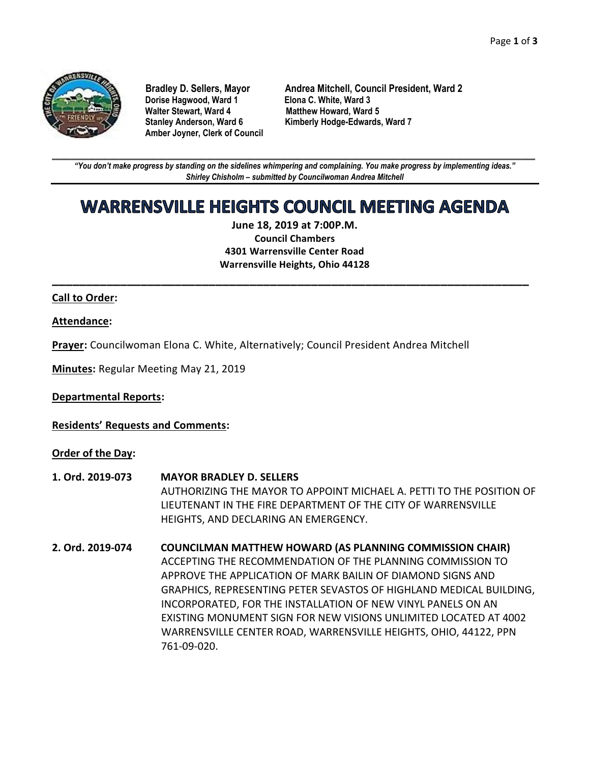**Bradley D. Sellers, Mayor**
**Andrea Mitchell, Council President, Ward 2**
**Dorise Hagwood, Ward 1**
**Elona C. White, Ward 3**
**Walter Stewart, Ward 4**
**Matthew Howard, Ward 5**
**Stanley Anderson, Ward 6**
**Kimberly Hodge-Edwards, Ward 7**
**Amber Joyner, Clerk of Council**

---

***"You don't make progress by standing on the sidelines whimpering and complaining. You make progress by implementing ideas."***
***Shirley Chisholm – submitted by Councilwoman Andrea Mitchell***

# WARRENSVILLE HEIGHTS COUNCIL MEETING AGENDA

**June 18, 2019 at 7:00P.M.**
**Council Chambers**
**4301 Warrensville Center Road**
**Warrensville Heights, Ohio 44128**

---

**Call to Order:**

**Attendance:**

**Prayer:** Councilwoman Elona C. White, Alternatively; Council President Andrea Mitchell

**Minutes:** Regular Meeting May 21, 2019

**Departmental Reports:**

**Residents' Requests and Comments:**

**Order of the Day:**

**1. Ord. 2019-073** **MAYOR BRADLEY D. SELLERS**
AUTHORIZING THE MAYOR TO APPOINT MICHAEL A. PETTI TO THE POSITION OF LIEUTENANT IN THE FIRE DEPARTMENT OF THE CITY OF WARRENSVILLE HEIGHTS, AND DECLARING AN EMERGENCY.

**2. Ord. 2019-074** **COUNCILMAN MATTHEW HOWARD (AS PLANNING COMMISSION CHAIR)**
ACCEPTING THE RECOMMENDATION OF THE PLANNING COMMISSION TO APPROVE THE APPLICATION OF MARK BAILIN OF DIAMOND SIGNS AND GRAPHICS, REPRESENTING PETER SEVASTOS OF HIGHLAND MEDICAL BUILDING, INCORPORATED, FOR THE INSTALLATION OF NEW VINYL PANELS ON AN EXISTING MONUMENT SIGN FOR NEW VISIONS UNLIMITED LOCATED AT 4002 WARRENSVILLE CENTER ROAD, WARRENSVILLE HEIGHTS, OHIO, 44122, PPN 761-09-020.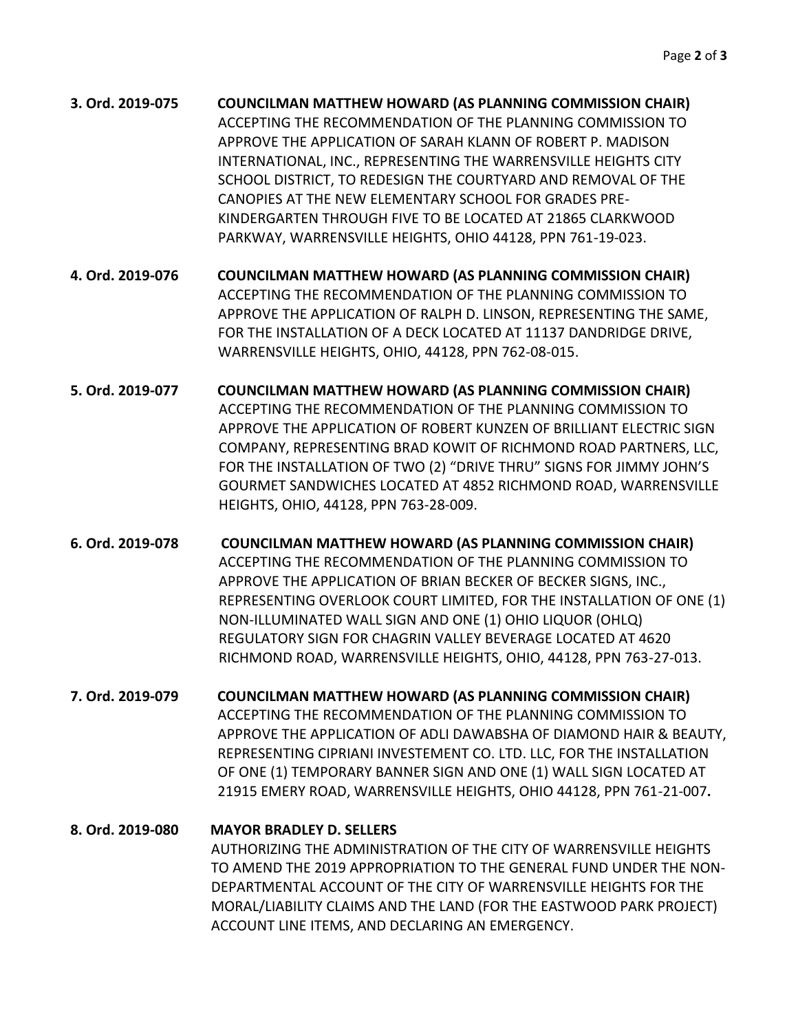**3. Ord. 2019-075** **COUNCILMAN MATTHEW HOWARD (AS PLANNING COMMISSION CHAIR)**
ACCEPTING THE RECOMMENDATION OF THE PLANNING COMMISSION TO APPROVE THE APPLICATION OF SARAH KLANN OF ROBERT P. MADISON INTERNATIONAL, INC., REPRESENTING THE WARRENSVILLE HEIGHTS CITY SCHOOL DISTRICT, TO REDESIGN THE COURTYARD AND REMOVAL OF THE CANOPIES AT THE NEW ELEMENTARY SCHOOL FOR GRADES PRE-KINDERGARTEN THROUGH FIVE TO BE LOCATED AT 21865 CLARKWOOD PARKWAY, WARRENSVILLE HEIGHTS, OHIO 44128, PPN 761-19-023.

**4. Ord. 2019-076** **COUNCILMAN MATTHEW HOWARD (AS PLANNING COMMISSION CHAIR)**
ACCEPTING THE RECOMMENDATION OF THE PLANNING COMMISSION TO APPROVE THE APPLICATION OF RALPH D. LINSON, REPRESENTING THE SAME, FOR THE INSTALLATION OF A DECK LOCATED AT 11137 DANDRIDGE DRIVE, WARRENSVILLE HEIGHTS, OHIO, 44128, PPN 762-08-015.

**5. Ord. 2019-077** **COUNCILMAN MATTHEW HOWARD (AS PLANNING COMMISSION CHAIR)**
ACCEPTING THE RECOMMENDATION OF THE PLANNING COMMISSION TO APPROVE THE APPLICATION OF ROBERT KUNZEN OF BRILLIANT ELECTRIC SIGN COMPANY, REPRESENTING BRAD KOWIT OF RICHMOND ROAD PARTNERS, LLC, FOR THE INSTALLATION OF TWO (2) "DRIVE THRU" SIGNS FOR JIMMY JOHN'S GOURMET SANDWICHES LOCATED AT 4852 RICHMOND ROAD, WARRENSVILLE HEIGHTS, OHIO, 44128, PPN 763-28-009.

**6. Ord. 2019-078** **COUNCILMAN MATTHEW HOWARD (AS PLANNING COMMISSION CHAIR)**
ACCEPTING THE RECOMMENDATION OF THE PLANNING COMMISSION TO APPROVE THE APPLICATION OF BRIAN BECKER OF BECKER SIGNS, INC., REPRESENTING OVERLOOK COURT LIMITED, FOR THE INSTALLATION OF ONE (1) NON-ILLUMINATED WALL SIGN AND ONE (1) OHIO LIQUOR (OHLQ) REGULATORY SIGN FOR CHAGRIN VALLEY BEVERAGE LOCATED AT 4620 RICHMOND ROAD, WARRENSVILLE HEIGHTS, OHIO, 44128, PPN 763-27-013.

**7. Ord. 2019-079** **COUNCILMAN MATTHEW HOWARD (AS PLANNING COMMISSION CHAIR)**
ACCEPTING THE RECOMMENDATION OF THE PLANNING COMMISSION TO APPROVE THE APPLICATION OF ADLI DAWABSHA OF DIAMOND HAIR & BEAUTY, REPRESENTING CIPRIANI INVESTEMENT CO. LTD. LLC, FOR THE INSTALLATION OF ONE (1) TEMPORARY BANNER SIGN AND ONE (1) WALL SIGN LOCATED AT 21915 EMERY ROAD, WARRENSVILLE HEIGHTS, OHIO 44128, PPN 761-21-007**.**

**8. Ord. 2019-080** **MAYOR BRADLEY D. SELLERS**
AUTHORIZING THE ADMINISTRATION OF THE CITY OF WARRENSVILLE HEIGHTS TO AMEND THE 2019 APPROPRIATION TO THE GENERAL FUND UNDER THE NON-DEPARTMENTAL ACCOUNT OF THE CITY OF WARRENSVILLE HEIGHTS FOR THE MORAL/LIABILITY CLAIMS AND THE LAND (FOR THE EASTWOOD PARK PROJECT) ACCOUNT LINE ITEMS, AND DECLARING AN EMERGENCY.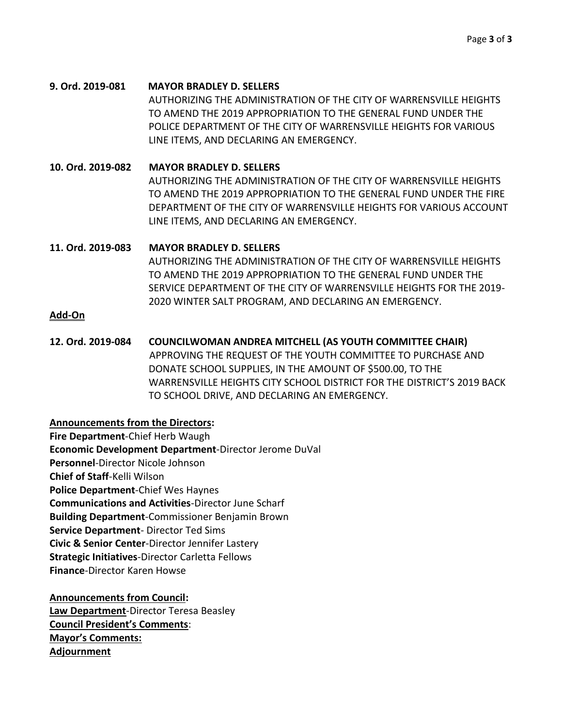**9. Ord. 2019-081** **MAYOR BRADLEY D. SELLERS**
AUTHORIZING THE ADMINISTRATION OF THE CITY OF WARRENSVILLE HEIGHTS TO AMEND THE 2019 APPROPRIATION TO THE GENERAL FUND UNDER THE POLICE DEPARTMENT OF THE CITY OF WARRENSVILLE HEIGHTS FOR VARIOUS LINE ITEMS, AND DECLARING AN EMERGENCY.

**10. Ord. 2019-082** **MAYOR BRADLEY D. SELLERS**
AUTHORIZING THE ADMINISTRATION OF THE CITY OF WARRENSVILLE HEIGHTS TO AMEND THE 2019 APPROPRIATION TO THE GENERAL FUND UNDER THE FIRE DEPARTMENT OF THE CITY OF WARRENSVILLE HEIGHTS FOR VARIOUS ACCOUNT LINE ITEMS, AND DECLARING AN EMERGENCY.

**11. Ord. 2019-083** **MAYOR BRADLEY D. SELLERS**
AUTHORIZING THE ADMINISTRATION OF THE CITY OF WARRENSVILLE HEIGHTS TO AMEND THE 2019 APPROPRIATION TO THE GENERAL FUND UNDER THE SERVICE DEPARTMENT OF THE CITY OF WARRENSVILLE HEIGHTS FOR THE 2019-2020 WINTER SALT PROGRAM, AND DECLARING AN EMERGENCY.

**Add-On**

**12. Ord. 2019-084** **COUNCILWOMAN ANDREA MITCHELL (AS YOUTH COMMITTEE CHAIR)**
APPROVING THE REQUEST OF THE YOUTH COMMITTEE TO PURCHASE AND DONATE SCHOOL SUPPLIES, IN THE AMOUNT OF $500.00, TO THE WARRENSVILLE HEIGHTS CITY SCHOOL DISTRICT FOR THE DISTRICT'S 2019 BACK TO SCHOOL DRIVE, AND DECLARING AN EMERGENCY.

**Announcements from the Directors:**
**Fire Department**-Chief Herb Waugh
**Economic Development Department**-Director Jerome DuVal
**Personnel**-Director Nicole Johnson
**Chief of Staff**-Kelli Wilson
**Police Department**-Chief Wes Haynes
**Communications and Activities**-Director June Scharf
**Building Department**-Commissioner Benjamin Brown
**Service Department**- Director Ted Sims
**Civic & Senior Center**-Director Jennifer Lastery
**Strategic Initiatives**-Director Carletta Fellows
**Finance**-Director Karen Howse

**Announcements from Council:**
**Law Department**-Director Teresa Beasley
**Council President's Comments**:
**Mayor's Comments:**
**Adjournment**